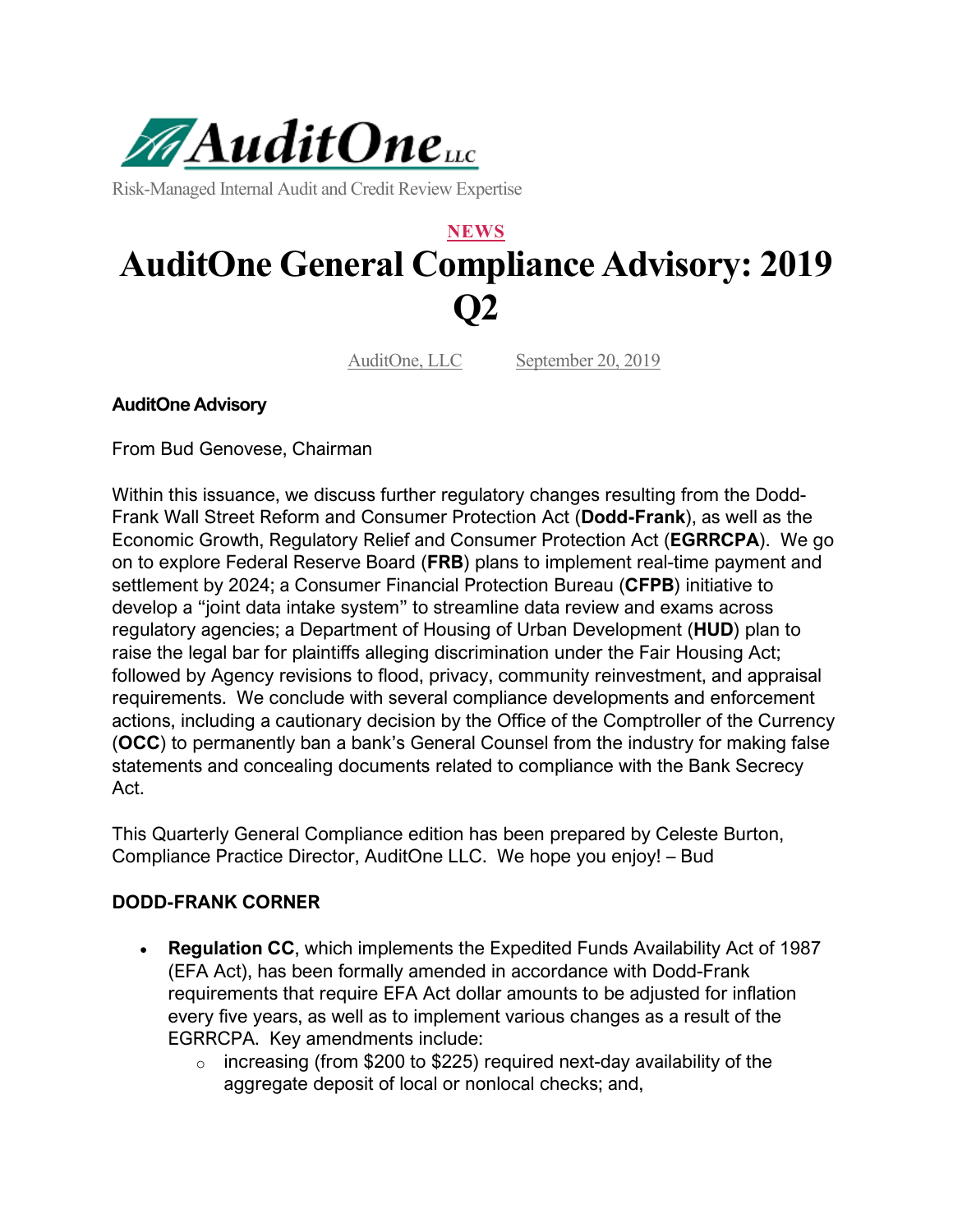AuditOne LLC

Risk-Managed Internal Audit and Credit Review Expertise

NEWS

# AuditOne General Compliance Advisory: 2019 Q2

AuditOne, LLC    September 20, 2019

**AuditOne Advisory**

From Bud Genovese, Chairman

Within this issuance, we discuss further regulatory changes resulting from the Dodd-Frank Wall Street Reform and Consumer Protection Act (**Dodd-Frank**), as well as the Economic Growth, Regulatory Relief and Consumer Protection Act (**EGRRCPA**). We go on to explore Federal Reserve Board (**FRB**) plans to implement real-time payment and settlement by 2024; a Consumer Financial Protection Bureau (**CFPB**) initiative to develop a "joint data intake system" to streamline data review and exams across regulatory agencies; a Department of Housing of Urban Development (**HUD**) plan to raise the legal bar for plaintiffs alleging discrimination under the Fair Housing Act; followed by Agency revisions to flood, privacy, community reinvestment, and appraisal requirements. We conclude with several compliance developments and enforcement actions, including a cautionary decision by the Office of the Comptroller of the Currency (**OCC**) to permanently ban a bank's General Counsel from the industry for making false statements and concealing documents related to compliance with the Bank Secrecy Act.

This Quarterly General Compliance edition has been prepared by Celeste Burton, Compliance Practice Director, AuditOne LLC. We hope you enjoy! – Bud

**DODD-FRANK CORNER**

- **Regulation CC**, which implements the Expedited Funds Availability Act of 1987 (EFA Act), has been formally amended in accordance with Dodd-Frank requirements that require EFA Act dollar amounts to be adjusted for inflation every five years, as well as to implement various changes as a result of the EGRRCPA. Key amendments include:
  - increasing (from $200 to $225) required next-day availability of the aggregate deposit of local or nonlocal checks; and,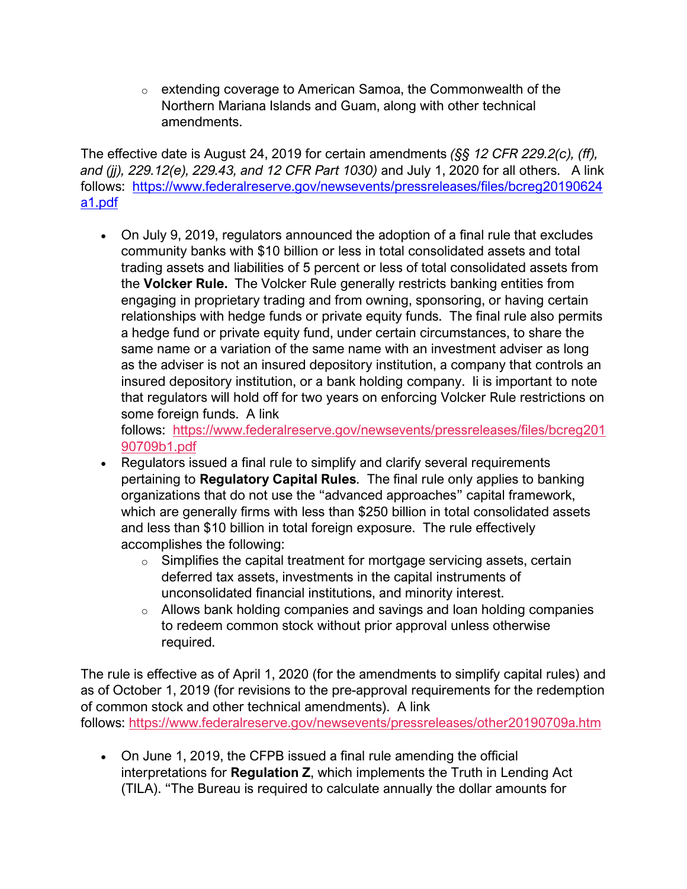- extending coverage to American Samoa, the Commonwealth of the Northern Mariana Islands and Guam, along with other technical amendments.

The effective date is August 24, 2019 for certain amendments *(§§ 12 CFR 229.2(c), (ff), and (jj), 229.12(e), 229.43, and 12 CFR Part 1030)* and July 1, 2020 for all others. A link follows: https://www.federalreserve.gov/newsevents/pressreleases/files/bcreg20190624a1.pdf

- On July 9, 2019, regulators announced the adoption of a final rule that excludes community banks with $10 billion or less in total consolidated assets and total trading assets and liabilities of 5 percent or less of total consolidated assets from the **Volcker Rule.** The Volcker Rule generally restricts banking entities from engaging in proprietary trading and from owning, sponsoring, or having certain relationships with hedge funds or private equity funds. The final rule also permits a hedge fund or private equity fund, under certain circumstances, to share the same name or a variation of the same name with an investment adviser as long as the adviser is not an insured depository institution, a company that controls an insured depository institution, or a bank holding company. Ii is important to note that regulators will hold off for two years on enforcing Volcker Rule restrictions on some foreign funds. A link follows: https://www.federalreserve.gov/newsevents/pressreleases/files/bcreg20190709b1.pdf
- Regulators issued a final rule to simplify and clarify several requirements pertaining to **Regulatory Capital Rules**. The final rule only applies to banking organizations that do not use the "advanced approaches" capital framework, which are generally firms with less than $250 billion in total consolidated assets and less than $10 billion in total foreign exposure. The rule effectively accomplishes the following:
  - Simplifies the capital treatment for mortgage servicing assets, certain deferred tax assets, investments in the capital instruments of unconsolidated financial institutions, and minority interest.
  - Allows bank holding companies and savings and loan holding companies to redeem common stock without prior approval unless otherwise required.

The rule is effective as of April 1, 2020 (for the amendments to simplify capital rules) and as of October 1, 2019 (for revisions to the pre-approval requirements for the redemption of common stock and other technical amendments). A link follows: https://www.federalreserve.gov/newsevents/pressreleases/other20190709a.htm

- On June 1, 2019, the CFPB issued a final rule amending the official interpretations for **Regulation Z**, which implements the Truth in Lending Act (TILA). "The Bureau is required to calculate annually the dollar amounts for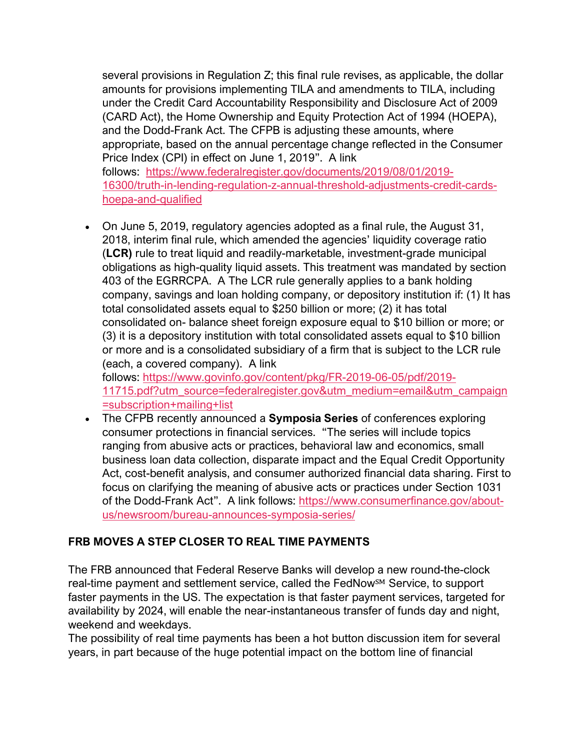several provisions in Regulation Z; this final rule revises, as applicable, the dollar amounts for provisions implementing TILA and amendments to TILA, including under the Credit Card Accountability Responsibility and Disclosure Act of 2009 (CARD Act), the Home Ownership and Equity Protection Act of 1994 (HOEPA), and the Dodd-Frank Act. The CFPB is adjusting these amounts, where appropriate, based on the annual percentage change reflected in the Consumer Price Index (CPI) in effect on June 1, 2019". A link follows: [https://www.federalregister.gov/documents/2019/08/01/2019-16300/truth-in-lending-regulation-z-annual-threshold-adjustments-credit-cards-hoepa-and-qualified](https://www.federalregister.gov/documents/2019/08/01/2019-16300/truth-in-lending-regulation-z-annual-threshold-adjustments-credit-cards-hoepa-and-qualified)

- On June 5, 2019, regulatory agencies adopted as a final rule, the August 31, 2018, interim final rule, which amended the agencies' liquidity coverage ratio (**LCR)** rule to treat liquid and readily-marketable, investment-grade municipal obligations as high-quality liquid assets. This treatment was mandated by section 403 of the EGRRCPA. A The LCR rule generally applies to a bank holding company, savings and loan holding company, or depository institution if: (1) It has total consolidated assets equal to $250 billion or more; (2) it has total consolidated on- balance sheet foreign exposure equal to $10 billion or more; or (3) it is a depository institution with total consolidated assets equal to $10 billion or more and is a consolidated subsidiary of a firm that is subject to the LCR rule (each, a covered company). A link follows: [https://www.govinfo.gov/content/pkg/FR-2019-06-05/pdf/2019-11715.pdf?utm_source=federalregister.gov&utm_medium=email&utm_campaign=subscription+mailing+list](https://www.govinfo.gov/content/pkg/FR-2019-06-05/pdf/2019-11715.pdf?utm_source=federalregister.gov&utm_medium=email&utm_campaign=subscription+mailing+list)
- The CFPB recently announced a **Symposia Series** of conferences exploring consumer protections in financial services. "The series will include topics ranging from abusive acts or practices, behavioral law and economics, small business loan data collection, disparate impact and the Equal Credit Opportunity Act, cost-benefit analysis, and consumer authorized financial data sharing. First to focus on clarifying the meaning of abusive acts or practices under Section 1031 of the Dodd-Frank Act". A link follows: [https://www.consumerfinance.gov/about-us/newsroom/bureau-announces-symposia-series/](https://www.consumerfinance.gov/about-us/newsroom/bureau-announces-symposia-series/)

## FRB MOVES A STEP CLOSER TO REAL TIME PAYMENTS

The FRB announced that Federal Reserve Banks will develop a new round-the-clock real-time payment and settlement service, called the FedNow℠ Service, to support faster payments in the US. The expectation is that faster payment services, targeted for availability by 2024, will enable the near-instantaneous transfer of funds day and night, weekend and weekdays.

The possibility of real time payments has been a hot button discussion item for several years, in part because of the huge potential impact on the bottom line of financial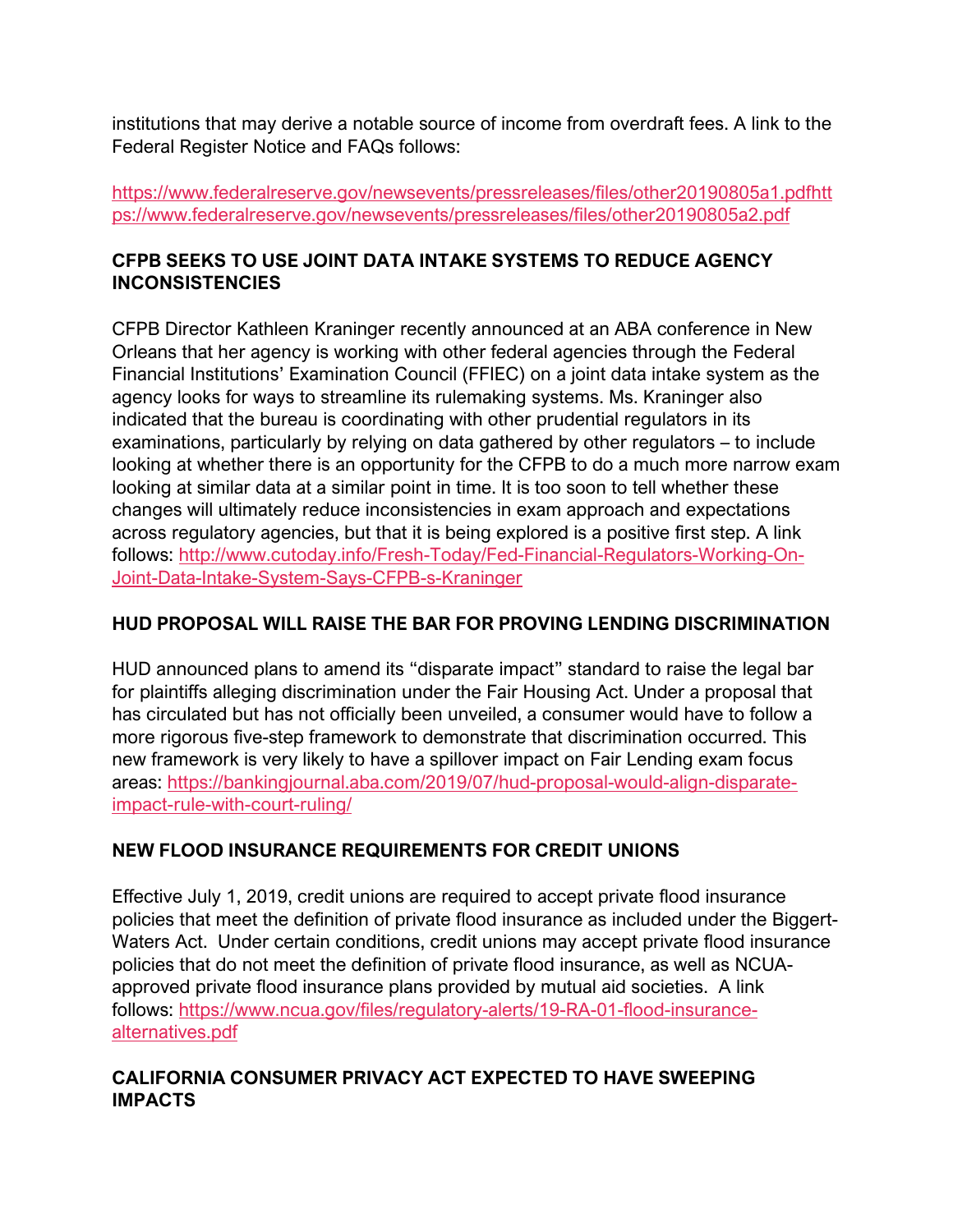institutions that may derive a notable source of income from overdraft fees. A link to the Federal Register Notice and FAQs follows:

https://www.federalreserve.gov/newsevents/pressreleases/files/other20190805a1.pdfhttps://www.federalreserve.gov/newsevents/pressreleases/files/other20190805a2.pdf

## CFPB SEEKS TO USE JOINT DATA INTAKE SYSTEMS TO REDUCE AGENCY INCONSISTENCIES

CFPB Director Kathleen Kraninger recently announced at an ABA conference in New Orleans that her agency is working with other federal agencies through the Federal Financial Institutions' Examination Council (FFIEC) on a joint data intake system as the agency looks for ways to streamline its rulemaking systems. Ms. Kraninger also indicated that the bureau is coordinating with other prudential regulators in its examinations, particularly by relying on data gathered by other regulators – to include looking at whether there is an opportunity for the CFPB to do a much more narrow exam looking at similar data at a similar point in time. It is too soon to tell whether these changes will ultimately reduce inconsistencies in exam approach and expectations across regulatory agencies, but that it is being explored is a positive first step. A link follows: http://www.cutoday.info/Fresh-Today/Fed-Financial-Regulators-Working-On-Joint-Data-Intake-System-Says-CFPB-s-Kraninger

## HUD PROPOSAL WILL RAISE THE BAR FOR PROVING LENDING DISCRIMINATION

HUD announced plans to amend its "disparate impact" standard to raise the legal bar for plaintiffs alleging discrimination under the Fair Housing Act. Under a proposal that has circulated but has not officially been unveiled, a consumer would have to follow a more rigorous five-step framework to demonstrate that discrimination occurred. This new framework is very likely to have a spillover impact on Fair Lending exam focus areas: https://bankingjournal.aba.com/2019/07/hud-proposal-would-align-disparate-impact-rule-with-court-ruling/

## NEW FLOOD INSURANCE REQUIREMENTS FOR CREDIT UNIONS

Effective July 1, 2019, credit unions are required to accept private flood insurance policies that meet the definition of private flood insurance as included under the Biggert-Waters Act. Under certain conditions, credit unions may accept private flood insurance policies that do not meet the definition of private flood insurance, as well as NCUA-approved private flood insurance plans provided by mutual aid societies. A link follows: https://www.ncua.gov/files/regulatory-alerts/19-RA-01-flood-insurance-alternatives.pdf

## CALIFORNIA CONSUMER PRIVACY ACT EXPECTED TO HAVE SWEEPING IMPACTS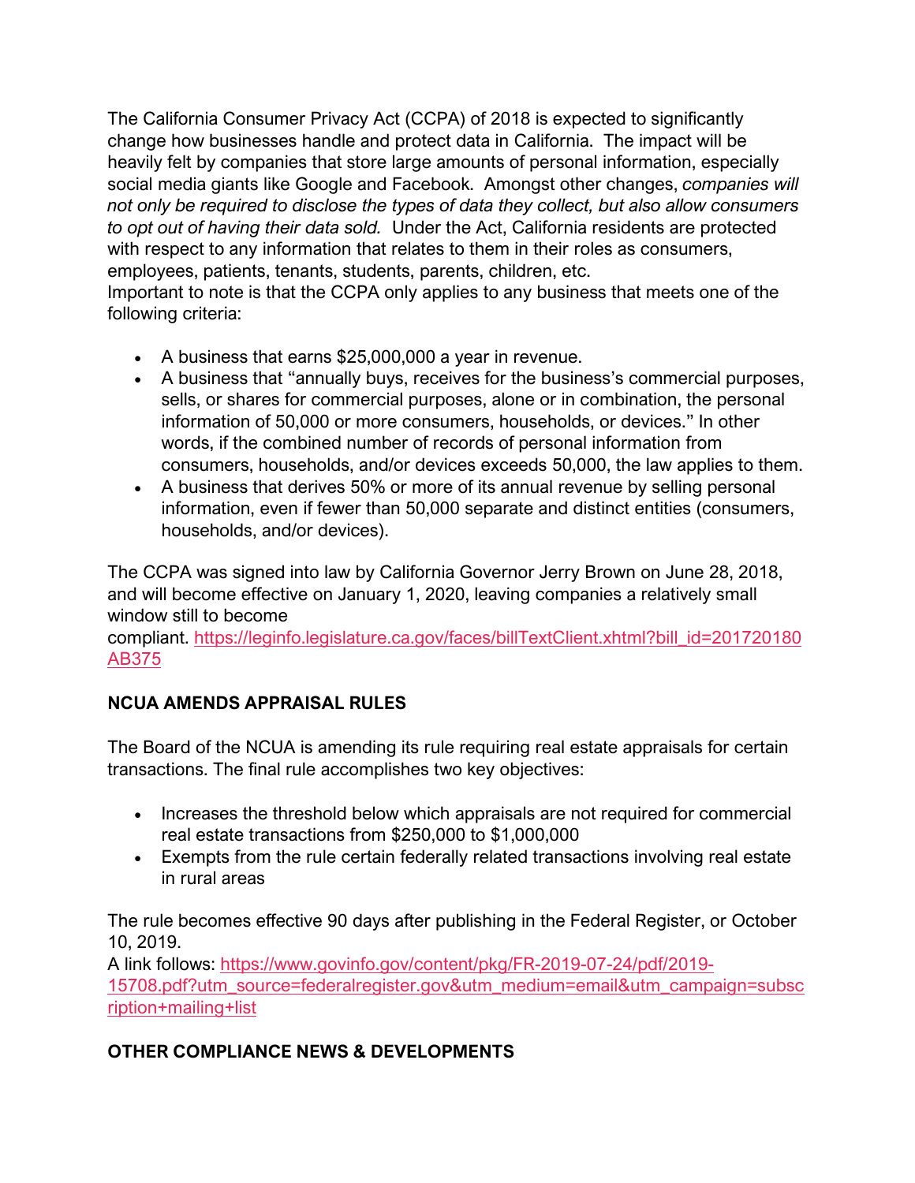The California Consumer Privacy Act (CCPA) of 2018 is expected to significantly change how businesses handle and protect data in California. The impact will be heavily felt by companies that store large amounts of personal information, especially social media giants like Google and Facebook. Amongst other changes, *companies will not only be required to disclose the types of data they collect, but also allow consumers to opt out of having their data sold.* Under the Act, California residents are protected with respect to any information that relates to them in their roles as consumers, employees, patients, tenants, students, parents, children, etc.
Important to note is that the CCPA only applies to any business that meets one of the following criteria:

- A business that earns $25,000,000 a year in revenue.
- A business that "annually buys, receives for the business's commercial purposes, sells, or shares for commercial purposes, alone or in combination, the personal information of 50,000 or more consumers, households, or devices." In other words, if the combined number of records of personal information from consumers, households, and/or devices exceeds 50,000, the law applies to them.
- A business that derives 50% or more of its annual revenue by selling personal information, even if fewer than 50,000 separate and distinct entities (consumers, households, and/or devices).

The CCPA was signed into law by California Governor Jerry Brown on June 28, 2018, and will become effective on January 1, 2020, leaving companies a relatively small window still to become compliant. [https://leginfo.legislature.ca.gov/faces/billTextClient.xhtml?bill_id=201720180AB375](https://leginfo.legislature.ca.gov/faces/billTextClient.xhtml?bill_id=201720180AB375)

**NCUA AMENDS APPRAISAL RULES**

The Board of the NCUA is amending its rule requiring real estate appraisals for certain transactions. The final rule accomplishes two key objectives:

- Increases the threshold below which appraisals are not required for commercial real estate transactions from $250,000 to $1,000,000
- Exempts from the rule certain federally related transactions involving real estate in rural areas

The rule becomes effective 90 days after publishing in the Federal Register, or October 10, 2019.
A link follows: [https://www.govinfo.gov/content/pkg/FR-2019-07-24/pdf/2019-15708.pdf?utm_source=federalregister.gov&utm_medium=email&utm_campaign=subscription+mailing+list](https://www.govinfo.gov/content/pkg/FR-2019-07-24/pdf/2019-15708.pdf?utm_source=federalregister.gov&utm_medium=email&utm_campaign=subscription+mailing+list)

**OTHER COMPLIANCE NEWS & DEVELOPMENTS**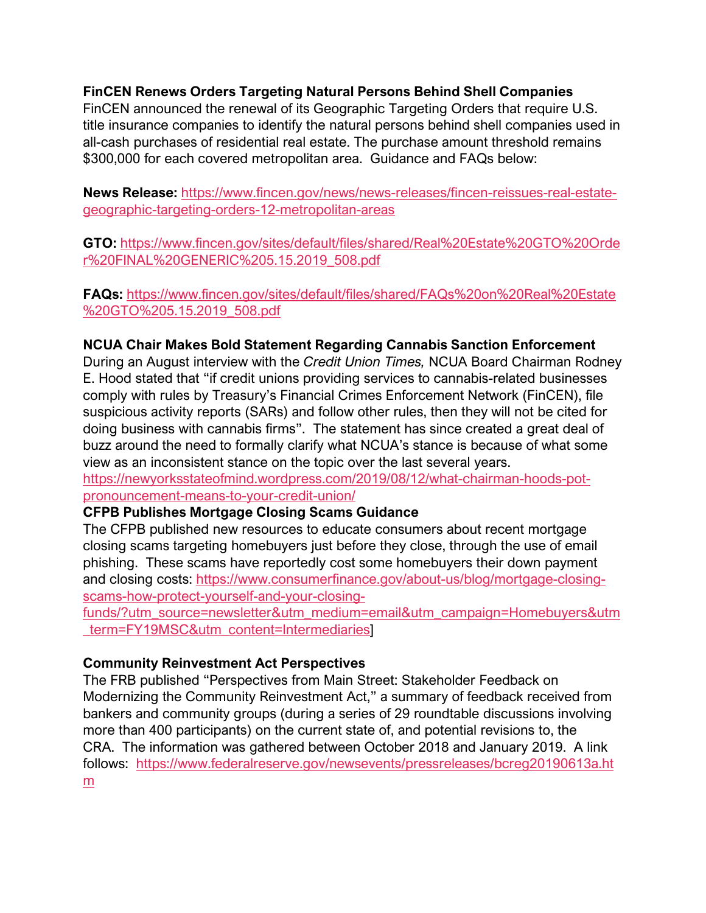**FinCEN Renews Orders Targeting Natural Persons Behind Shell Companies**
FinCEN announced the renewal of its Geographic Targeting Orders that require U.S. title insurance companies to identify the natural persons behind shell companies used in all-cash purchases of residential real estate. The purchase amount threshold remains $300,000 for each covered metropolitan area. Guidance and FAQs below:

**News Release:** https://www.fincen.gov/news/news-releases/fincen-reissues-real-estate-geographic-targeting-orders-12-metropolitan-areas

**GTO:** https://www.fincen.gov/sites/default/files/shared/Real%20Estate%20GTO%20Order%20FINAL%20GENERIC%205.15.2019_508.pdf

**FAQs:** https://www.fincen.gov/sites/default/files/shared/FAQs%20on%20Real%20Estate%20GTO%205.15.2019_508.pdf

**NCUA Chair Makes Bold Statement Regarding Cannabis Sanction Enforcement**
During an August interview with the *Credit Union Times,* NCUA Board Chairman Rodney E. Hood stated that "if credit unions providing services to cannabis-related businesses comply with rules by Treasury's Financial Crimes Enforcement Network (FinCEN), file suspicious activity reports (SARs) and follow other rules, then they will not be cited for doing business with cannabis firms". The statement has since created a great deal of buzz around the need to formally clarify what NCUA's stance is because of what some view as an inconsistent stance on the topic over the last several years.
https://newyorksstateofmind.wordpress.com/2019/08/12/what-chairman-hoods-pot-pronouncement-means-to-your-credit-union/

**CFPB Publishes Mortgage Closing Scams Guidance**
The CFPB published new resources to educate consumers about recent mortgage closing scams targeting homebuyers just before they close, through the use of email phishing. These scams have reportedly cost some homebuyers their down payment and closing costs: https://www.consumerfinance.gov/about-us/blog/mortgage-closing-scams-how-protect-yourself-and-your-closing-funds/?utm_source=newsletter&utm_medium=email&utm_campaign=Homebuyers&utm_term=FY19MSC&utm_content=Intermediaries]

**Community Reinvestment Act Perspectives**
The FRB published "Perspectives from Main Street: Stakeholder Feedback on Modernizing the Community Reinvestment Act," a summary of feedback received from bankers and community groups (during a series of 29 roundtable discussions involving more than 400 participants) on the current state of, and potential revisions to, the CRA. The information was gathered between October 2018 and January 2019. A link follows: https://www.federalreserve.gov/newsevents/pressreleases/bcreg20190613a.htm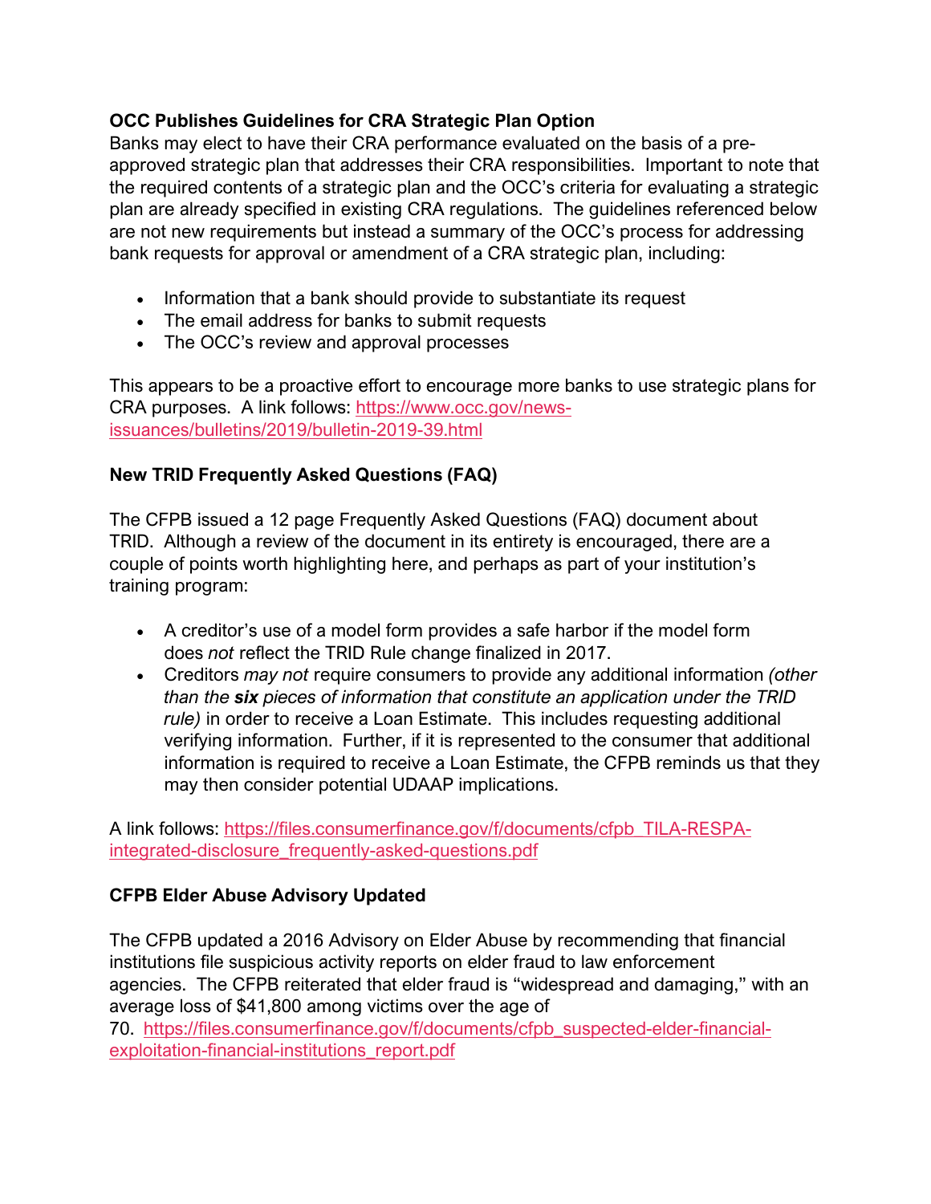**OCC Publishes Guidelines for CRA Strategic Plan Option**

Banks may elect to have their CRA performance evaluated on the basis of a pre-approved strategic plan that addresses their CRA responsibilities. Important to note that the required contents of a strategic plan and the OCC's criteria for evaluating a strategic plan are already specified in existing CRA regulations. The guidelines referenced below are not new requirements but instead a summary of the OCC's process for addressing bank requests for approval or amendment of a CRA strategic plan, including:

- Information that a bank should provide to substantiate its request
- The email address for banks to submit requests
- The OCC's review and approval processes

This appears to be a proactive effort to encourage more banks to use strategic plans for CRA purposes. A link follows: [https://www.occ.gov/news-issuances/bulletins/2019/bulletin-2019-39.html](https://www.occ.gov/news-issuances/bulletins/2019/bulletin-2019-39.html)

**New TRID Frequently Asked Questions (FAQ)**

The CFPB issued a 12 page Frequently Asked Questions (FAQ) document about TRID. Although a review of the document in its entirety is encouraged, there are a couple of points worth highlighting here, and perhaps as part of your institution's training program:

- A creditor's use of a model form provides a safe harbor if the model form does *not* reflect the TRID Rule change finalized in 2017.
- Creditors *may not* require consumers to provide any additional information *(other than the **six** pieces of information that constitute an application under the TRID rule)* in order to receive a Loan Estimate. This includes requesting additional verifying information. Further, if it is represented to the consumer that additional information is required to receive a Loan Estimate, the CFPB reminds us that they may then consider potential UDAAP implications.

A link follows: [https://files.consumerfinance.gov/f/documents/cfpb_TILA-RESPA-integrated-disclosure_frequently-asked-questions.pdf](https://files.consumerfinance.gov/f/documents/cfpb_TILA-RESPA-integrated-disclosure_frequently-asked-questions.pdf)

**CFPB Elder Abuse Advisory Updated**

The CFPB updated a 2016 Advisory on Elder Abuse by recommending that financial institutions file suspicious activity reports on elder fraud to law enforcement agencies. The CFPB reiterated that elder fraud is "widespread and damaging," with an average loss of $41,800 among victims over the age of 70. [https://files.consumerfinance.gov/f/documents/cfpb_suspected-elder-financial-exploitation-financial-institutions_report.pdf](https://files.consumerfinance.gov/f/documents/cfpb_suspected-elder-financial-exploitation-financial-institutions_report.pdf)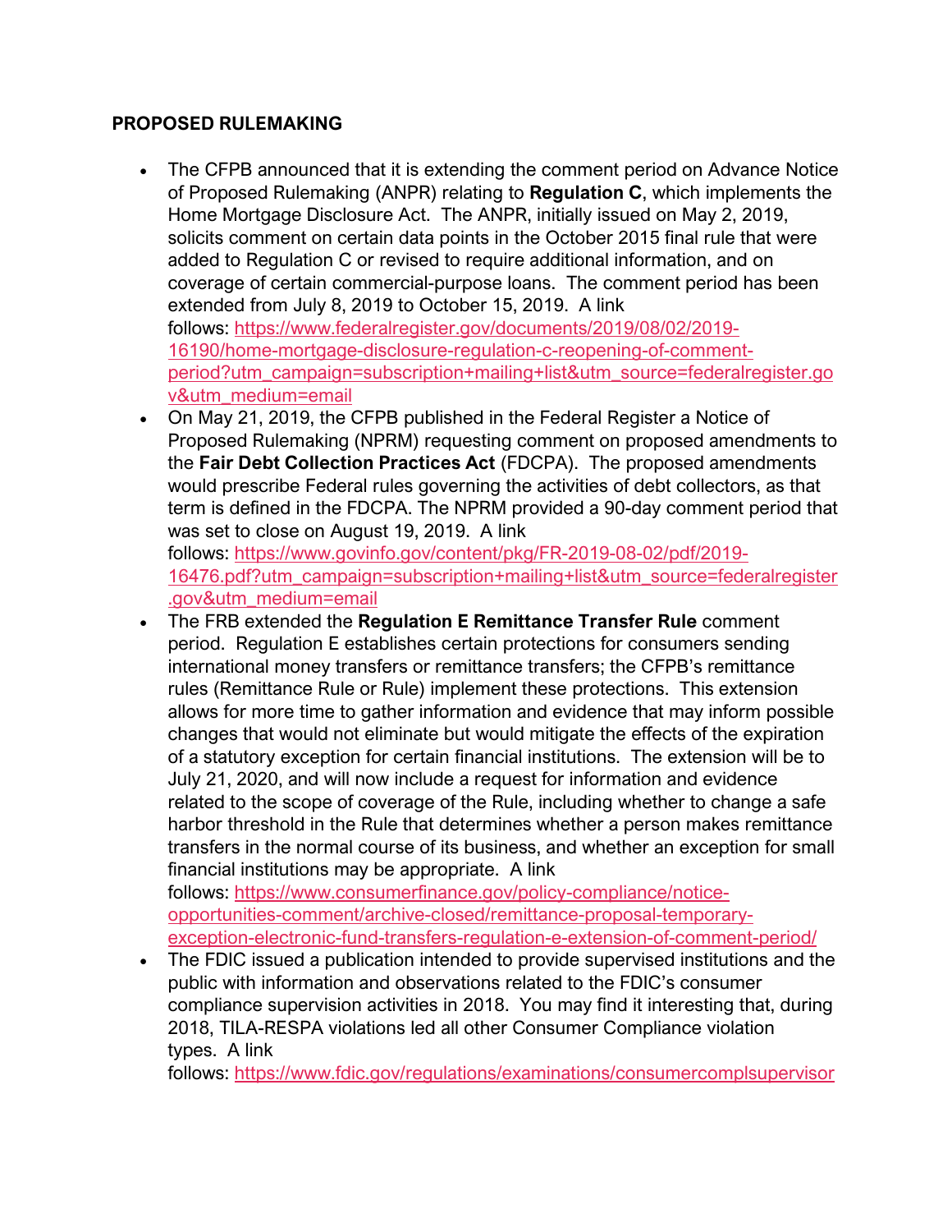**PROPOSED RULEMAKING**

- The CFPB announced that it is extending the comment period on Advance Notice of Proposed Rulemaking (ANPR) relating to **Regulation C**, which implements the Home Mortgage Disclosure Act. The ANPR, initially issued on May 2, 2019, solicits comment on certain data points in the October 2015 final rule that were added to Regulation C or revised to require additional information, and on coverage of certain commercial-purpose loans. The comment period has been extended from July 8, 2019 to October 15, 2019. A link follows: https://www.federalregister.gov/documents/2019/08/02/2019-16190/home-mortgage-disclosure-regulation-c-reopening-of-comment-period?utm_campaign=subscription+mailing+list&utm_source=federalregister.gov&utm_medium=email
- On May 21, 2019, the CFPB published in the Federal Register a Notice of Proposed Rulemaking (NPRM) requesting comment on proposed amendments to the **Fair Debt Collection Practices Act** (FDCPA). The proposed amendments would prescribe Federal rules governing the activities of debt collectors, as that term is defined in the FDCPA. The NPRM provided a 90-day comment period that was set to close on August 19, 2019. A link follows: https://www.govinfo.gov/content/pkg/FR-2019-08-02/pdf/2019-16476.pdf?utm_campaign=subscription+mailing+list&utm_source=federalregister.gov&utm_medium=email
- The FRB extended the **Regulation E Remittance Transfer Rule** comment period. Regulation E establishes certain protections for consumers sending international money transfers or remittance transfers; the CFPB's remittance rules (Remittance Rule or Rule) implement these protections. This extension allows for more time to gather information and evidence that may inform possible changes that would not eliminate but would mitigate the effects of the expiration of a statutory exception for certain financial institutions. The extension will be to July 21, 2020, and will now include a request for information and evidence related to the scope of coverage of the Rule, including whether to change a safe harbor threshold in the Rule that determines whether a person makes remittance transfers in the normal course of its business, and whether an exception for small financial institutions may be appropriate. A link follows: https://www.consumerfinance.gov/policy-compliance/notice-opportunities-comment/archive-closed/remittance-proposal-temporary-exception-electronic-fund-transfers-regulation-e-extension-of-comment-period/
- The FDIC issued a publication intended to provide supervised institutions and the public with information and observations related to the FDIC's consumer compliance supervision activities in 2018. You may find it interesting that, during 2018, TILA-RESPA violations led all other Consumer Compliance violation types. A link follows: https://www.fdic.gov/regulations/examinations/consumercomplsupervisor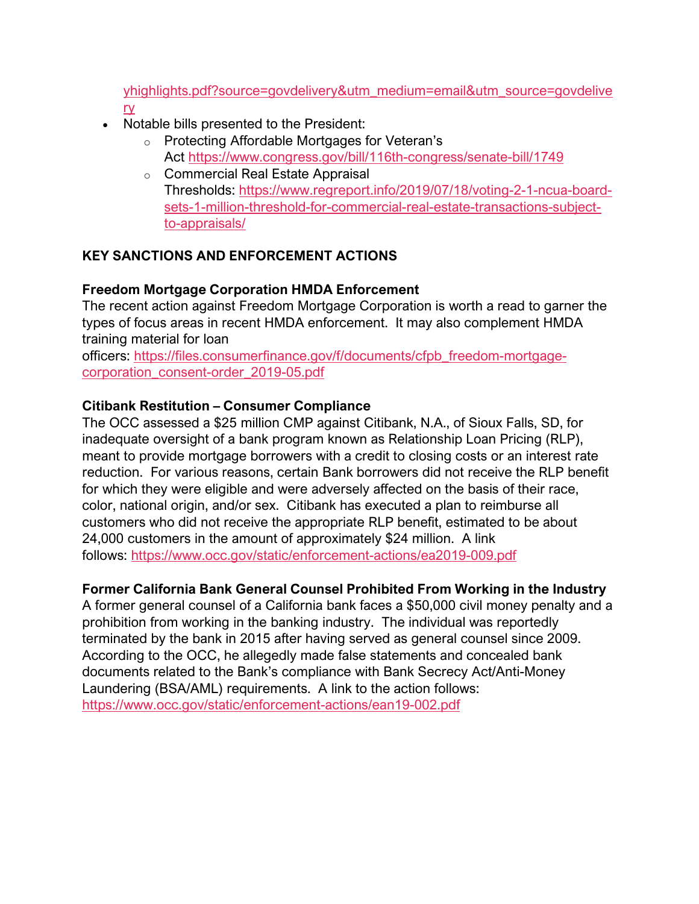yhighlights.pdf?source=govdelivery&utm_medium=email&utm_source=govdelivery

- Notable bills presented to the President:
  - Protecting Affordable Mortgages for Veteran's Act https://www.congress.gov/bill/116th-congress/senate-bill/1749
  - Commercial Real Estate Appraisal Thresholds: https://www.regreport.info/2019/07/18/voting-2-1-ncua-board-sets-1-million-threshold-for-commercial-real-estate-transactions-subject-to-appraisals/

**KEY SANCTIONS AND ENFORCEMENT ACTIONS**

**Freedom Mortgage Corporation HMDA Enforcement**
The recent action against Freedom Mortgage Corporation is worth a read to garner the types of focus areas in recent HMDA enforcement. It may also complement HMDA training material for loan officers: https://files.consumerfinance.gov/f/documents/cfpb_freedom-mortgage-corporation_consent-order_2019-05.pdf

**Citibank Restitution – Consumer Compliance**
The OCC assessed a $25 million CMP against Citibank, N.A., of Sioux Falls, SD, for inadequate oversight of a bank program known as Relationship Loan Pricing (RLP), meant to provide mortgage borrowers with a credit to closing costs or an interest rate reduction. For various reasons, certain Bank borrowers did not receive the RLP benefit for which they were eligible and were adversely affected on the basis of their race, color, national origin, and/or sex. Citibank has executed a plan to reimburse all customers who did not receive the appropriate RLP benefit, estimated to be about 24,000 customers in the amount of approximately $24 million. A link follows: https://www.occ.gov/static/enforcement-actions/ea2019-009.pdf

**Former California Bank General Counsel Prohibited From Working in the Industry**
A former general counsel of a California bank faces a $50,000 civil money penalty and a prohibition from working in the banking industry. The individual was reportedly terminated by the bank in 2015 after having served as general counsel since 2009. According to the OCC, he allegedly made false statements and concealed bank documents related to the Bank's compliance with Bank Secrecy Act/Anti-Money Laundering (BSA/AML) requirements. A link to the action follows: https://www.occ.gov/static/enforcement-actions/ean19-002.pdf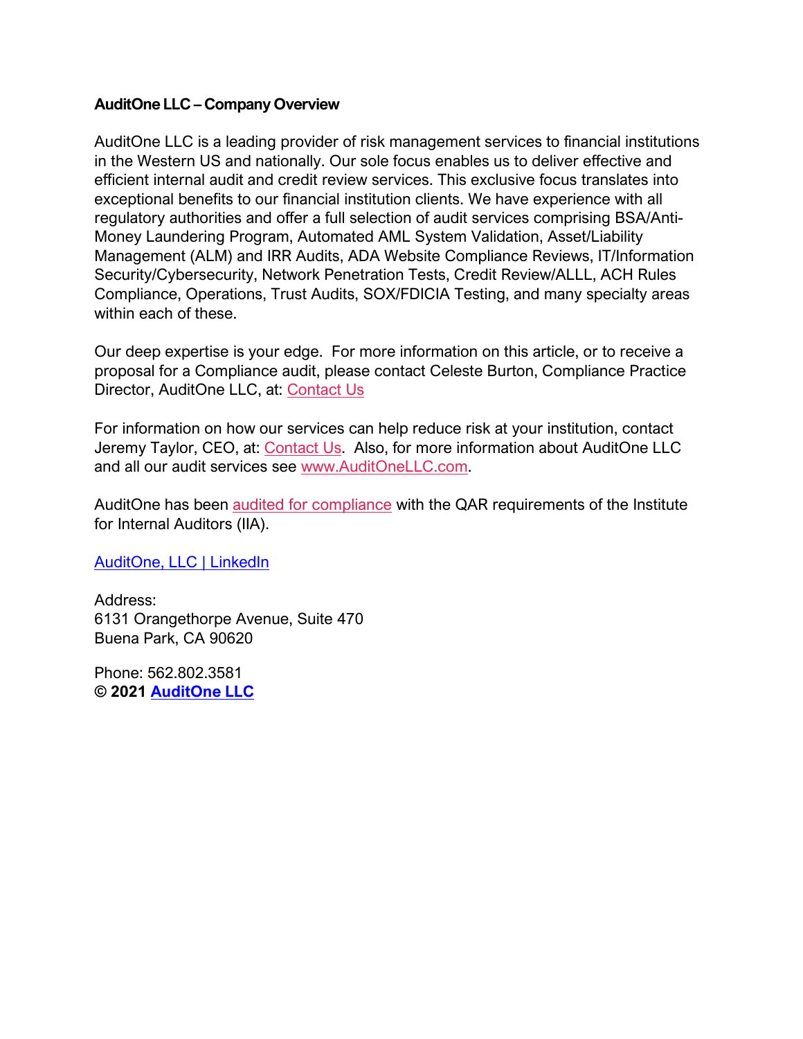**AuditOne LLC – Company Overview**

AuditOne LLC is a leading provider of risk management services to financial institutions in the Western US and nationally. Our sole focus enables us to deliver effective and efficient internal audit and credit review services. This exclusive focus translates into exceptional benefits to our financial institution clients. We have experience with all regulatory authorities and offer a full selection of audit services comprising BSA/Anti-Money Laundering Program, Automated AML System Validation, Asset/Liability Management (ALM) and IRR Audits, ADA Website Compliance Reviews, IT/Information Security/Cybersecurity, Network Penetration Tests, Credit Review/ALLL, ACH Rules Compliance, Operations, Trust Audits, SOX/FDICIA Testing, and many specialty areas within each of these.

Our deep expertise is your edge. For more information on this article, or to receive a proposal for a Compliance audit, please contact Celeste Burton, Compliance Practice Director, AuditOne LLC, at: Contact Us

For information on how our services can help reduce risk at your institution, contact Jeremy Taylor, CEO, at: Contact Us. Also, for more information about AuditOne LLC and all our audit services see www.AuditOneLLC.com.

AuditOne has been audited for compliance with the QAR requirements of the Institute for Internal Auditors (IIA).

AuditOne, LLC | LinkedIn

Address:
6131 Orangethorpe Avenue, Suite 470
Buena Park, CA 90620

Phone: 562.802.3581
**© 2021 AuditOne LLC**